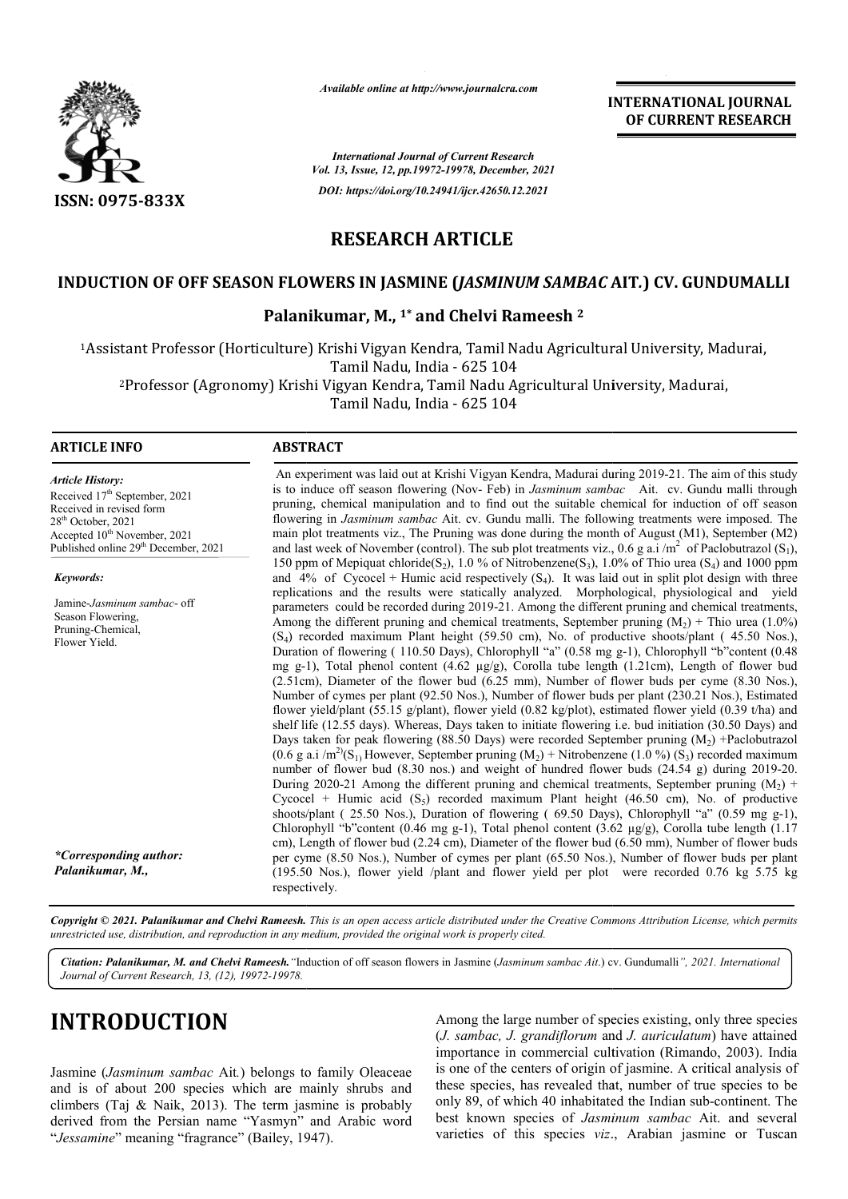*Available online at http://www.journalcra.com*

*International Journal of Current Research*
*Vol. 13, Issue, 12, pp.19972-19978, December, 2021*
*DOI: https://doi.org/10.24941/ijcr.42650.12.2021*

**INTERNATIONAL JOURNAL OF CURRENT RESEARCH**

ISSN: 0975-833X

# RESEARCH ARTICLE

## INDUCTION OF OFF SEASON FLOWERS IN JASMINE (*JASMINUM SAMBAC* AIT.) CV. GUNDUMALLI

**Palanikumar, M.,[1*] and Chelvi Rameesh[2]**

[1]Assistant Professor (Horticulture) Krishi Vigyan Kendra, Tamil Nadu Agricultural University, Madurai, Tamil Nadu, India - 625 104

[2]Professor (Agronomy) Krishi Vigyan Kendra, Tamil Nadu Agricultural University, Madurai, Tamil Nadu, India - 625 104

**ARTICLE INFO**

*Article History:*
Received 17th September, 2021
Received in revised form 28th October, 2021
Accepted 10th November, 2021
Published online 29th December, 2021

*Keywords:*
Jamine-*Jasminum sambac*- off Season Flowering, Pruning-Chemical, Flower Yield.

*\*Corresponding author:*
*Palanikumar, M.,*

**ABSTRACT**

An experiment was laid out at Krishi Vigyan Kendra, Madurai during 2019-21. The aim of this study is to induce off season flowering (Nov- Feb) in *Jasminum sambac* Ait. cv. Gundu malli through pruning, chemical manipulation and to find out the suitable chemical for induction of off season flowering in *Jasminum sambac* Ait. cv. Gundu malli. The following treatments were imposed. The main plot treatments viz., The Pruning was done during the month of August (M1), September (M2) and last week of November (control). The sub plot treatments viz., 0.6 g a.i /$m^2$ of Paclobutrazol ($S_1$), 150 ppm of Mepiquat chloride($S_2$), 1.0 % of Nitrobenzene($S_3$), 1.0% of Thio urea ($S_4$) and 1000 ppm and 4% of Cycocel + Humic acid respectively ($S_4$). It was laid out in split plot design with three replications and the results were statically analyzed. Morphological, physiological and yield parameters could be recorded during 2019-21. Among the different pruning and chemical treatments, September pruning ($M_2$) + Thio urea (1.0%) ($S_4$) recorded maximum Plant height (59.50 cm), No. of productive shoots/plant ( 45.50 Nos.), Duration of flowering ( 110.50 Days), Chlorophyll "a" (0.58 mg g-1), Chlorophyll "b"content (0.48 mg g-1), Total phenol content (4.62 µg/g), Corolla tube length (1.21cm), Length of flower bud (2.51cm), Diameter of the flower bud (6.25 mm), Number of flower buds per cyme (8.30 Nos.), Number of cymes per plant (92.50 Nos.), Number of flower buds per plant (230.21 Nos.), Estimated flower yield/plant (55.15 g/plant), flower yield (0.82 kg/plot), estimated flower yield (0.39 t/ha) and shelf life (12.55 days). Whereas, Days taken to initiate flowering i.e. bud initiation (30.50 Days) and Days taken for peak flowering (88.50 Days) were recorded September pruning ($M_2$) +Paclobutrazol (0.6 g a.i /$m^2$)($S_1$) However, September pruning ($M_2$) + Nitrobenzene (1.0 %) ($S_3$) recorded maximum number of flower bud (8.30 nos.) and weight of hundred flower buds (24.54 g) during 2019-20. During 2020-21 Among the different pruning and chemical treatments, September pruning ($M_2$) + Cycocel + Humic acid ($S_5$) recorded maximum Plant height (46.50 cm), No. of productive shoots/plant ( 25.50 Nos.), Duration of flowering ( 69.50 Days), Chlorophyll "a" (0.59 mg g-1), Chlorophyll "b"content (0.46 mg g-1), Total phenol content (3.62 µg/g), Corolla tube length (1.17 cm), Length of flower bud (2.24 cm), Diameter of the flower bud (6.50 mm), Number of flower buds per cyme (8.50 Nos.), Number of cymes per plant (65.50 Nos.), Number of flower buds per plant (195.50 Nos.), flower yield /plant and flower yield per plot were recorded 0.76 kg 5.75 kg respectively.

*Copyright © 2021. Palanikumar and Chelvi Rameesh. This is an open access article distributed under the Creative Commons Attribution License, which permits unrestricted use, distribution, and reproduction in any medium, provided the original work is properly cited.*

***Citation: Palanikumar, M. and Chelvi Rameesh.**"Induction of off season flowers in Jasmine (Jasminum sambac Ait.) cv. Gundumalli", 2021. International Journal of Current Research, 13, (12), 19972-19978.*

# INTRODUCTION

Jasmine (*Jasminum sambac* Ait.) belongs to family Oleaceae and is of about 200 species which are mainly shrubs and climbers (Taj & Naik, 2013). The term jasmine is probably derived from the Persian name "Yasmyn" and Arabic word "*Jessamine*" meaning "fragrance" (Bailey, 1947).

Among the large number of species existing, only three species (*J. sambac, J. grandiflorum* and *J. auriculatum*) have attained importance in commercial cultivation (Rimando, 2003). India is one of the centers of origin of jasmine. A critical analysis of these species, has revealed that, number of true species to be only 89, of which 40 inhabitated the Indian sub-continent. The best known species of *Jasminum sambac* Ait. and several varieties of this species *viz*., Arabian jasmine or Tuscan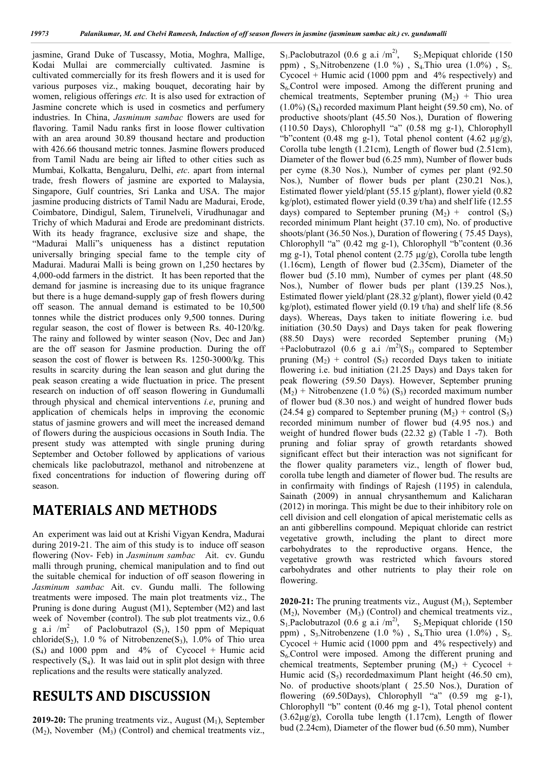jasmine, Grand Duke of Tuscassy, Motia, Moghra, Mallige, Kodai Mullai are commercially cultivated. Jasmine is cultivated commercially for its fresh flowers and it is used for various purposes viz., making bouquet, decorating hair by women, religious offerings *etc.* It is also used for extraction of Jasmine concrete which is used in cosmetics and perfumery industries. In China, *Jasminum sambac* flowers are used for flavoring. Tamil Nadu ranks first in loose flower cultivation with an area around 30.89 thousand hectare and production with 426.66 thousand metric tonnes. Jasmine flowers produced from Tamil Nadu are being air lifted to other cities such as Mumbai, Kolkatta, Bengaluru, Delhi, *etc*. apart from internal trade, fresh flowers of jasmine are exported to Malaysia, Singapore, Gulf countries, Sri Lanka and USA. The major jasmine producing districts of Tamil Nadu are Madurai, Erode, Coimbatore, Dindigul, Salem, Tirunelveli, Virudhunagar and Trichy of which Madurai and Erode are predominant districts. With its heady fragrance, exclusive size and shape, the "Madurai Malli"s uniqueness has a distinct reputation universally bringing special fame to the temple city of Madurai. Madurai Malli is being grown on 1,250 hectares by 4,000-odd farmers in the district. It has been reported that the demand for jasmine is increasing due to its unique fragrance but there is a huge demand-supply gap of fresh flowers during off season. The annual demand is estimated to be 10,500 tonnes while the district produces only 9,500 tonnes. During regular season, the cost of flower is between Rs. 40-120/kg. The rainy and followed by winter season (Nov, Dec and Jan) are the off season for Jasmine production. During the off season the cost of flower is between Rs. 1250-3000/kg. This results in scarcity during the lean season and glut during the peak season creating a wide fluctuation in price. The present research on induction of off season flowering in Gundumalli through physical and chemical interventions *i.e*, pruning and application of chemicals helps in improving the economic status of jasmine growers and will meet the increased demand of flowers during the auspicious occasions in South India. The present study was attempted with single pruning during September and October followed by applications of various chemicals like paclobutrazol, methanol and nitrobenzene at fixed concentrations for induction of flowering during off season.

## MATERIALS AND METHODS

An experiment was laid out at Krishi Vigyan Kendra, Madurai during 2019-21. The aim of this study is to induce off season flowering (Nov- Feb) in *Jasminum sambac* Ait. cv. Gundu malli through pruning, chemical manipulation and to find out the suitable chemical for induction of off season flowering in *Jasminum sambac* Ait. cv. Gundu malli. The following treatments were imposed. The main plot treatments viz., The Pruning is done during August (M1), September (M2) and last week of November (control). The sub plot treatments viz., 0.6 g a.i /m$^2$ of Paclobutrazol ($S_1$), 150 ppm of Mepiquat chloride($S_2$), 1.0 % of Nitrobenzene($S_3$), 1.0% of Thio urea ($S_4$) and 1000 ppm and 4% of Cycocel + Humic acid respectively ($S_4$). It was laid out in split plot design with three replications and the results were statically analyzed.

## RESULTS AND DISCUSSION

**2019-20:** The pruning treatments viz., August ($M_1$), September ($M_2$), November ($M_3$) (Control) and chemical treatments viz., $S_1$.Paclobutrazol (0.6 g a.i /m$^2$), $S_2$.Mepiquat chloride (150 ppm) , $S_3$.Nitrobenzene (1.0 %) , $S_4$.Thio urea (1.0%) , $S_5$.Cycocel + Humic acid (1000 ppm and 4% respectively) and $S_6$.Control were imposed. Among the different pruning and chemical treatments, September pruning ($M_2$) + Thio urea (1.0%) ($S_4$) recorded maximum Plant height (59.50 cm), No. of productive shoots/plant (45.50 Nos.), Duration of flowering (110.50 Days), Chlorophyll "a" (0.58 mg g-1), Chlorophyll "b"content (0.48 mg g-1), Total phenol content (4.62 µg/g), Corolla tube length (1.21cm), Length of flower bud (2.51cm), Diameter of the flower bud (6.25 mm), Number of flower buds per cyme (8.30 Nos.), Number of cymes per plant (92.50 Nos.), Number of flower buds per plant (230.21 Nos.), Estimated flower yield/plant (55.15 g/plant), flower yield (0.82 kg/plot), estimated flower yield (0.39 t/ha) and shelf life (12.55 days) compared to September pruning ($M_2$) + control ($S_5$) recorded minimum Plant height (37.10 cm), No. of productive shoots/plant (36.50 Nos.), Duration of flowering ( 75.45 Days), Chlorophyll "a" (0.42 mg g-1), Chlorophyll "b"content (0.36 mg g-1), Total phenol content (2.75 µg/g), Corolla tube length (1.16cm), Length of flower bud (2.35cm), Diameter of the flower bud (5.10 mm), Number of cymes per plant (48.50 Nos.), Number of flower buds per plant (139.25 Nos.), Estimated flower yield/plant (28.32 g/plant), flower yield (0.42 kg/plot), estimated flower yield (0.19 t/ha) and shelf life (8.56 days). Whereas, Days taken to initiate flowering i.e. bud initiation (30.50 Days) and Days taken for peak flowering (88.50 Days) were recorded September pruning ($M_2$) +Paclobutrazol (0.6 g a.i /m$^2$)($S_1$) compared to September pruning ($M_2$) + control ($S_5$) recorded Days taken to initiate flowering i.e. bud initiation (21.25 Days) and Days taken for peak flowering (59.50 Days). However, September pruning ($M_2$) + Nitrobenzene (1.0 %) ($S_3$) recorded maximum number of flower bud (8.30 nos.) and weight of hundred flower buds (24.54 g) compared to September pruning ($M_2$) + control ($S_5$) recorded minimum number of flower bud (4.95 nos.) and weight of hundred flower buds (22.32 g) (Table 1 -7). Both pruning and foliar spray of growth retardants showed significant effect but their interaction was not significant for the flower quality parameters viz., length of flower bud, corolla tube length and diameter of flower bud. The results are in confirmaity with findings of Rajesh (1195) in calendula, Sainath (2009) in annual chrysanthemum and Kalicharan (2012) in moringa. This might be due to their inhibitory role on cell division and cell elongation of apical meristematic cells as an anti gibberellins compound. Mepiquat chloride can restrict vegetative growth, including the plant to direct more carbohydrates to the reproductive organs. Hence, the vegetative growth was restricted which favours stored carbohydrates and other nutrients to play their role on flowering.

**2020-21:** The pruning treatments viz., August ($M_1$), September ($M_2$), November ($M_3$) (Control) and chemical treatments viz., $S_1$.Paclobutrazol (0.6 g a.i /m$^2$), $S_2$.Mepiquat chloride (150 ppm) , $S_3$.Nitrobenzene (1.0 %) , $S_4$.Thio urea (1.0%) , $S_5$.Cycocel + Humic acid (1000 ppm and 4% respectively) and $S_6$.Control were imposed. Among the different pruning and chemical treatments, September pruning ($M_2$) + Cycocel + Humic acid ($S_5$) recordedmaximum Plant height (46.50 cm), No. of productive shoots/plant ( 25.50 Nos.), Duration of flowering (69.50Days), Chlorophyll "a" (0.59 mg g-1), Chlorophyll "b" content (0.46 mg g-1), Total phenol content (3.62µg/g), Corolla tube length (1.17cm), Length of flower bud (2.24cm), Diameter of the flower bud (6.50 mm), Number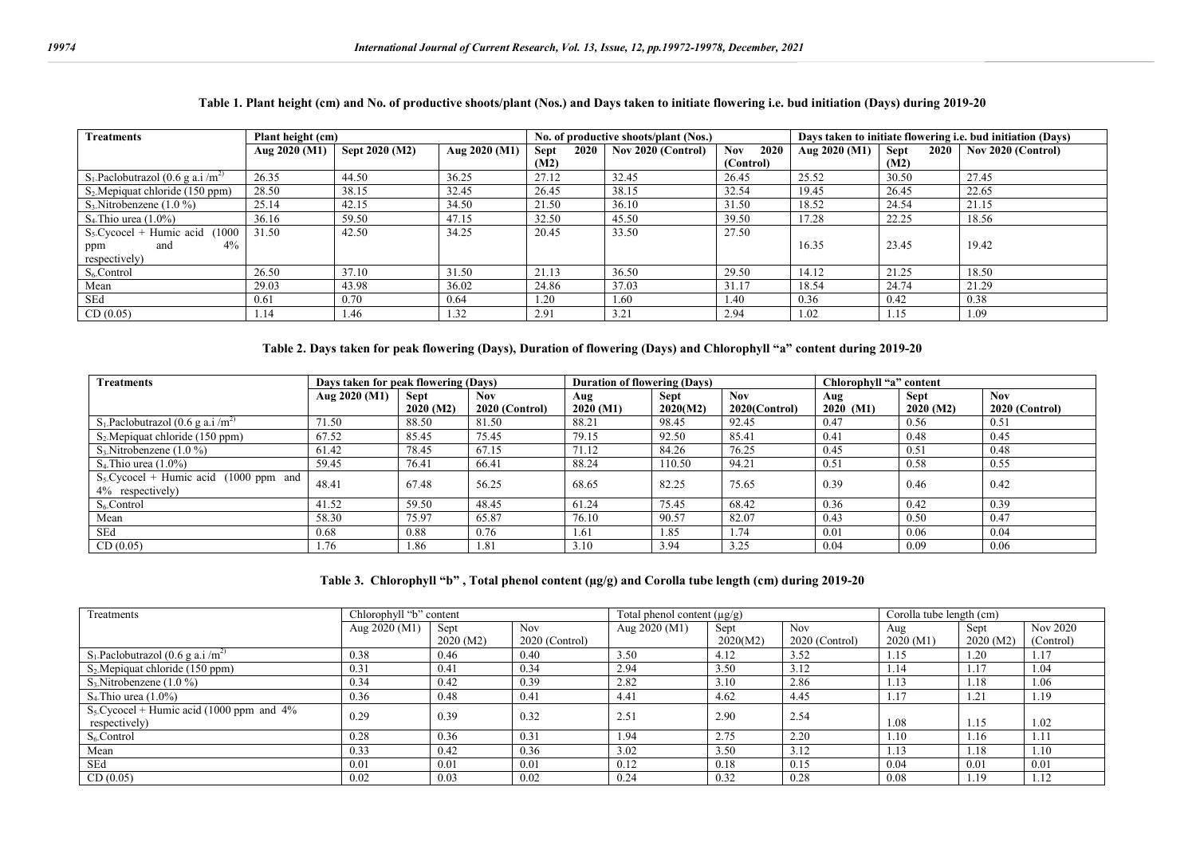**Table 1. Plant height (cm) and No. of productive shoots/plant (Nos.) and Days taken to initiate flowering i.e. bud initiation (Days) during 2019-20**

| Treatments | Plant height (cm) | | | No. of productive shoots/plant (Nos.) | | | Days taken to initiate flowering i.e. bud initiation (Days) | | |
|---|---|---|---|---|---|---|---|---|---|
| | Aug 2020 (M1) | Sept 2020 (M2) | Aug 2020 (M1) | Sept 2020 (M2) | Nov 2020 (Control) | Nov 2020 (Control) | Aug 2020 (M1) | Sept 2020 (M2) | Nov 2020 (Control) |
| $S_1$.Paclobutrazol (0.6 g a.i /m$^{2)}$ | 26.35 | 44.50 | 36.25 | 27.12 | 32.45 | 26.45 | 25.52 | 30.50 | 27.45 |
| $S_2$.Mepiquat chloride (150 ppm) | 28.50 | 38.15 | 32.45 | 26.45 | 38.15 | 32.54 | 19.45 | 26.45 | 22.65 |
| $S_3$.Nitrobenzene (1.0 %) | 25.14 | 42.15 | 34.50 | 21.50 | 36.10 | 31.50 | 18.52 | 24.54 | 21.15 |
| $S_4$.Thio urea (1.0%) | 36.16 | 59.50 | 47.15 | 32.50 | 45.50 | 39.50 | 17.28 | 22.25 | 18.56 |
| $S_5$.Cycocel + Humic acid (1000 ppm and 4% respectively) | 31.50 | 42.50 | 34.25 | 20.45 | 33.50 | 27.50 | 16.35 | 23.45 | 19.42 |
| $S_6$.Control | 26.50 | 37.10 | 31.50 | 21.13 | 36.50 | 29.50 | 14.12 | 21.25 | 18.50 |
| Mean | 29.03 | 43.98 | 36.02 | 24.86 | 37.03 | 31.17 | 18.54 | 24.74 | 21.29 |
| SEd | 0.61 | 0.70 | 0.64 | 1.20 | 1.60 | 1.40 | 0.36 | 0.42 | 0.38 |
| CD (0.05) | 1.14 | 1.46 | 1.32 | 2.91 | 3.21 | 2.94 | 1.02 | 1.15 | 1.09 |

**Table 2. Days taken for peak flowering (Days), Duration of flowering (Days) and Chlorophyll "a" content during 2019-20**

| Treatments | Days taken for peak flowering (Days) | | | Duration of flowering (Days) | | | Chlorophyll "a" content | | |
|---|---|---|---|---|---|---|---|---|---|
| | Aug 2020 (M1) | Sept 2020 (M2) | Nov 2020 (Control) | Aug 2020 (M1) | Sept 2020(M2) | Nov 2020(Control) | Aug 2020 (M1) | Sept 2020 (M2) | Nov 2020 (Control) |
| $S_1$.Paclobutrazol (0.6 g a.i /m$^{2)}$ | 71.50 | 88.50 | 81.50 | 88.21 | 98.45 | 92.45 | 0.47 | 0.56 | 0.51 |
| $S_2$.Mepiquat chloride (150 ppm) | 67.52 | 85.45 | 75.45 | 79.15 | 92.50 | 85.41 | 0.41 | 0.48 | 0.45 |
| $S_3$.Nitrobenzene (1.0 %) | 61.42 | 78.45 | 67.15 | 71.12 | 84.26 | 76.25 | 0.45 | 0.51 | 0.48 |
| $S_4$.Thio urea (1.0%) | 59.45 | 76.41 | 66.41 | 88.24 | 110.50 | 94.21 | 0.51 | 0.58 | 0.55 |
| $S_5$.Cycocel + Humic acid (1000 ppm and 4% respectively) | 48.41 | 67.48 | 56.25 | 68.65 | 82.25 | 75.65 | 0.39 | 0.46 | 0.42 |
| $S_6$.Control | 41.52 | 59.50 | 48.45 | 61.24 | 75.45 | 68.42 | 0.36 | 0.42 | 0.39 |
| Mean | 58.30 | 75.97 | 65.87 | 76.10 | 90.57 | 82.07 | 0.43 | 0.50 | 0.47 |
| SEd | 0.68 | 0.88 | 0.76 | 1.61 | 1.85 | 1.74 | 0.01 | 0.06 | 0.04 |
| CD (0.05) | 1.76 | 1.86 | 1.81 | 3.10 | 3.94 | 3.25 | 0.04 | 0.09 | 0.06 |

**Table 3. Chlorophyll "b" , Total phenol content (µg/g) and Corolla tube length (cm) during 2019-20**

| Treatments | Chlorophyll "b" content | | | Total phenol content (µg/g) | | | Corolla tube length (cm) | | |
|---|---|---|---|---|---|---|---|---|---|
| | Aug 2020 (M1) | Sept 2020 (M2) | Nov 2020 (Control) | Aug 2020 (M1) | Sept 2020(M2) | Nov 2020 (Control) | Aug 2020 (M1) | Sept 2020 (M2) | Nov 2020 (Control) |
| $S_1$.Paclobutrazol (0.6 g a.i /m$^{2)}$ | 0.38 | 0.46 | 0.40 | 3.50 | 4.12 | 3.52 | 1.15 | 1.20 | 1.17 |
| $S_2$.Mepiquat chloride (150 ppm) | 0.31 | 0.41 | 0.34 | 2.94 | 3.50 | 3.12 | 1.14 | 1.17 | 1.04 |
| $S_3$.Nitrobenzene (1.0 %) | 0.34 | 0.42 | 0.39 | 2.82 | 3.10 | 2.86 | 1.13 | 1.18 | 1.06 |
| $S_4$.Thio urea (1.0%) | 0.36 | 0.48 | 0.41 | 4.41 | 4.62 | 4.45 | 1.17 | 1.21 | 1.19 |
| $S_5$.Cycocel + Humic acid (1000 ppm and 4% respectively) | 0.29 | 0.39 | 0.32 | 2.51 | 2.90 | 2.54 | 1.08 | 1.15 | 1.02 |
| $S_6$.Control | 0.28 | 0.36 | 0.31 | 1.94 | 2.75 | 2.20 | 1.10 | 1.16 | 1.11 |
| Mean | 0.33 | 0.42 | 0.36 | 3.02 | 3.50 | 3.12 | 1.13 | 1.18 | 1.10 |
| SEd | 0.01 | 0.01 | 0.01 | 0.12 | 0.18 | 0.15 | 0.04 | 0.01 | 0.01 |
| CD (0.05) | 0.02 | 0.03 | 0.02 | 0.24 | 0.32 | 0.28 | 0.08 | 1.19 | 1.12 |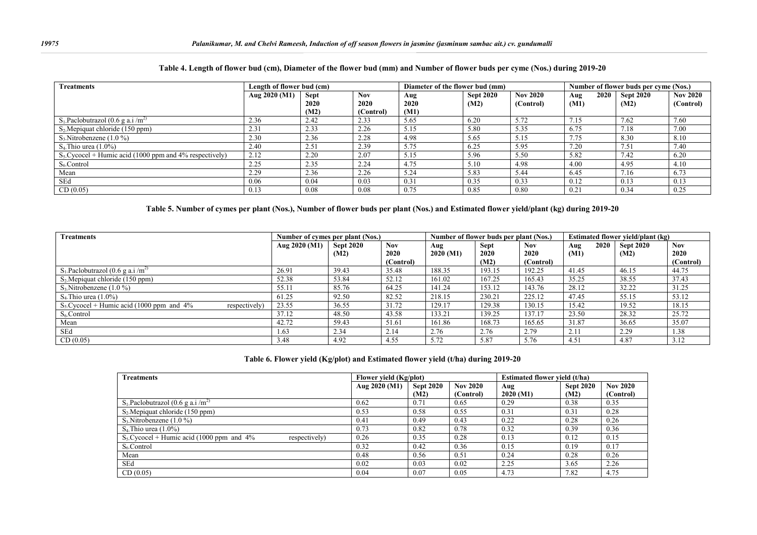**Table 4. Length of flower bud (cm), Diameter of the flower bud (mm) and Number of flower buds per cyme (Nos.) during 2019-20**

| Treatments | Length of flower bud (cm) | | | Diameter of the flower bud (mm) | | | Number of flower buds per cyme (Nos.) | | |
|---|---|---|---|---|---|---|---|---|---|
| | Aug 2020 (M1) | Sept 2020 (M2) | Nov 2020 (Control) | Aug 2020 (M1) | Sept 2020 (M2) | Nov 2020 (Control) | Aug 2020 (M1) | Sept 2020 (M2) | Nov 2020 (Control) |
| $S_1$.Paclobutrazol (0.6 g a.i /m$^2$) | 2.36 | 2.42 | 2.33 | 5.65 | 6.20 | 5.72 | 7.15 | 7.62 | 7.60 |
| $S_2$.Mepiquat chloride (150 ppm) | 2.31 | 2.33 | 2.26 | 5.15 | 5.80 | 5.35 | 6.75 | 7.18 | 7.00 |
| $S_3$.Nitrobenzene (1.0 %) | 2.30 | 2.36 | 2.28 | 4.98 | 5.65 | 5.15 | 7.75 | 8.30 | 8.10 |
| $S_4$.Thio urea (1.0%) | 2.40 | 2.51 | 2.39 | 5.75 | 6.25 | 5.95 | 7.20 | 7.51 | 7.40 |
| $S_5$.Cycocel + Humic acid (1000 ppm and 4% respectively) | 2.12 | 2.20 | 2.07 | 5.15 | 5.96 | 5.50 | 5.82 | 7.42 | 6.20 |
| $S_6$.Control | 2.25 | 2.35 | 2.24 | 4.75 | 5.10 | 4.98 | 4.00 | 4.95 | 4.10 |
| Mean | 2.29 | 2.36 | 2.26 | 5.24 | 5.83 | 5.44 | 6.45 | 7.16 | 6.73 |
| SEd | 0.06 | 0.04 | 0.03 | 0.31 | 0.35 | 0.33 | 0.12 | 0.13 | 0.13 |
| CD (0.05) | 0.13 | 0.08 | 0.08 | 0.75 | 0.85 | 0.80 | 0.21 | 0.34 | 0.25 |

**Table 5. Number of cymes per plant (Nos.), Number of flower buds per plant (Nos.) and Estimated flower yield/plant (kg) during 2019-20**

| Treatments | Number of cymes per plant (Nos.) | | | Number of flower buds per plant (Nos.) | | | Estimated flower yield/plant (kg) | | |
|---|---|---|---|---|---|---|---|---|---|
| | Aug 2020 (M1) | Sept 2020 (M2) | Nov 2020 (Control) | Aug 2020 (M1) | Sept 2020 (M2) | Nov 2020 (Control) | Aug 2020 (M1) | Sept 2020 (M2) | Nov 2020 (Control) |
| $S_1$.Paclobutrazol (0.6 g a.i /m$^2$) | 26.91 | 39.43 | 35.48 | 188.35 | 193.15 | 192.25 | 41.45 | 46.15 | 44.75 |
| $S_2$.Mepiquat chloride (150 ppm) | 52.38 | 53.84 | 52.12 | 161.02 | 167.25 | 165.43 | 35.25 | 38.55 | 37.43 |
| $S_3$.Nitrobenzene (1.0 %) | 55.11 | 85.76 | 64.25 | 141.24 | 153.12 | 143.76 | 28.12 | 32.22 | 31.25 |
| $S_4$.Thio urea (1.0%) | 61.25 | 92.50 | 82.52 | 218.15 | 230.21 | 225.12 | 47.45 | 55.15 | 53.12 |
| $S_5$.Cycocel + Humic acid (1000 ppm and 4% respectively) | 23.55 | 36.55 | 31.72 | 129.17 | 129.38 | 130.15 | 15.42 | 19.52 | 18.15 |
| $S_6$.Control | 37.12 | 48.50 | 43.58 | 133.21 | 139.25 | 137.17 | 23.50 | 28.32 | 25.72 |
| Mean | 42.72 | 59.43 | 51.61 | 161.86 | 168.73 | 165.65 | 31.87 | 36.65 | 35.07 |
| SEd | 1.63 | 2.34 | 2.14 | 2.76 | 2.76 | 2.79 | 2.11 | 2.29 | 1.38 |
| CD (0.05) | 3.48 | 4.92 | 4.55 | 5.72 | 5.87 | 5.76 | 4.51 | 4.87 | 3.12 |

**Table 6. Flower yield (Kg/plot) and Estimated flower yield (t/ha) during 2019-20**

| Treatments | Flower yield (Kg/plot) | | | Estimated flower yield (t/ha) | | |
|---|---|---|---|---|---|---|
| | Aug 2020 (M1) | Sept 2020 (M2) | Nov 2020 (Control) | Aug 2020 (M1) | Sept 2020 (M2) | Nov 2020 (Control) |
| $S_1$.Paclobutrazol (0.6 g a.i /m$^2$) | 0.62 | 0.71 | 0.65 | 0.29 | 0.38 | 0.35 |
| $S_2$.Mepiquat chloride (150 ppm) | 0.53 | 0.58 | 0.55 | 0.31 | 0.31 | 0.28 |
| $S_3$.Nitrobenzene (1.0 %) | 0.41 | 0.49 | 0.43 | 0.22 | 0.28 | 0.26 |
| $S_4$.Thio urea (1.0%) | 0.73 | 0.82 | 0.78 | 0.32 | 0.39 | 0.36 |
| $S_5$.Cycocel + Humic acid (1000 ppm and 4% respectively) | 0.26 | 0.35 | 0.28 | 0.13 | 0.12 | 0.15 |
| $S_6$.Control | 0.32 | 0.42 | 0.36 | 0.15 | 0.19 | 0.17 |
| Mean | 0.48 | 0.56 | 0.51 | 0.24 | 0.28 | 0.26 |
| SEd | 0.02 | 0.03 | 0.02 | 2.25 | 3.65 | 2.26 |
| CD (0.05) | 0.04 | 0.07 | 0.05 | 4.73 | 7.82 | 4.75 |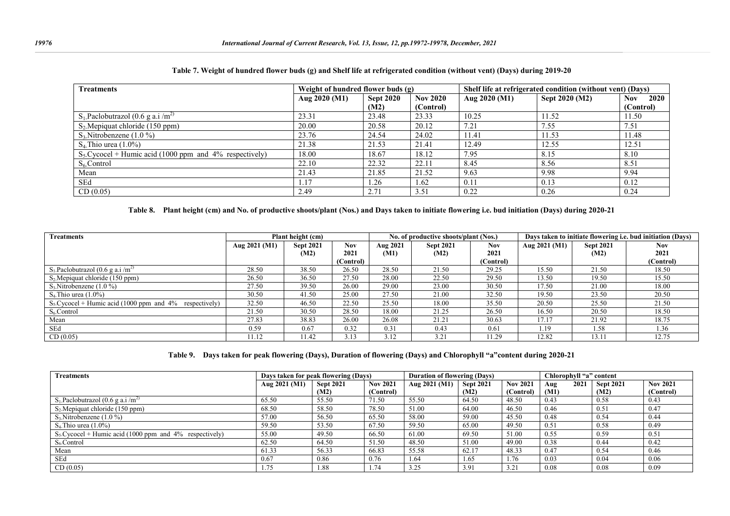**Table 7. Weight of hundred flower buds (g) and Shelf life at refrigerated condition (without vent) (Days) during 2019-20**

| Treatments | Weight of hundred flower buds (g) | | | Shelf life at refrigerated condition (without vent) (Days) | | |
|---|---|---|---|---|---|---|
| | Aug 2020 (M1) | Sept 2020 (M2) | Nov 2020 (Control) | Aug 2020 (M1) | Sept 2020 (M2) | Nov 2020 (Control) |
| $S_1$.Paclobutrazol (0.6 g a.i /m$^{2)}$ | 23.31 | 23.48 | 23.33 | 10.25 | 11.52 | 11.50 |
| $S_2$.Mepiquat chloride (150 ppm) | 20.00 | 20.58 | 20.12 | 7.21 | 7.55 | 7.51 |
| $S_3$.Nitrobenzene (1.0 %) | 23.76 | 24.54 | 24.02 | 11.41 | 11.53 | 11.48 |
| $S_4$.Thio urea (1.0%) | 21.38 | 21.53 | 21.41 | 12.49 | 12.55 | 12.51 |
| $S_5$.Cycocel + Humic acid (1000 ppm and 4% respectively) | 18.00 | 18.67 | 18.12 | 7.95 | 8.15 | 8.10 |
| $S_6$.Control | 22.10 | 22.32 | 22.11 | 8.45 | 8.56 | 8.51 |
| Mean | 21.43 | 21.85 | 21.52 | 9.63 | 9.98 | 9.94 |
| SEd | 1.17 | 1.26 | 1.62 | 0.11 | 0.13 | 0.12 |
| CD (0.05) | 2.49 | 2.71 | 3.51 | 0.22 | 0.26 | 0.24 |

**Table 8. Plant height (cm) and No. of productive shoots/plant (Nos.) and Days taken to initiate flowering i.e. bud initiation (Days) during 2020-21**

| Treatments | Plant height (cm) | | | No. of productive shoots/plant (Nos.) | | | Days taken to initiate flowering i.e. bud initiation (Days) | | |
|---|---|---|---|---|---|---|---|---|---|
| | Aug 2021 (M1) | Sept 2021 (M2) | Nov 2021 (Control) | Aug 2021 (M1) | Sept 2021 (M2) | Nov 2021 (Control) | Aug 2021 (M1) | Sept 2021 (M2) | Nov 2021 (Control) |
| $S_1$.Paclobutrazol (0.6 g a.i /m$^{2)}$ | 28.50 | 38.50 | 26.50 | 28.50 | 21.50 | 29.25 | 15.50 | 21.50 | 18.50 |
| $S_2$.Mepiquat chloride (150 ppm) | 26.50 | 36.50 | 27.50 | 28.00 | 22.50 | 29.50 | 13.50 | 19.50 | 15.50 |
| $S_3$.Nitrobenzene (1.0 %) | 27.50 | 39.50 | 26.00 | 29.00 | 23.00 | 30.50 | 17.50 | 21.00 | 18.00 |
| $S_4$.Thio urea (1.0%) | 30.50 | 41.50 | 25.00 | 27.50 | 21.00 | 32.50 | 19.50 | 23.50 | 20.50 |
| $S_5$.Cycocel + Humic acid (1000 ppm and 4% respectively) | 32.50 | 46.50 | 22.50 | 25.50 | 18.00 | 35.50 | 20.50 | 25.50 | 21.50 |
| $S_6$.Control | 21.50 | 30.50 | 28.50 | 18.00 | 21.25 | 26.50 | 16.50 | 20.50 | 18.50 |
| Mean | 27.83 | 38.83 | 26.00 | 26.08 | 21.21 | 30.63 | 17.17 | 21.92 | 18.75 |
| SEd | 0.59 | 0.67 | 0.32 | 0.31 | 0.43 | 0.61 | 1.19 | 1.58 | 1.36 |
| CD (0.05) | 11.12 | 11.42 | 3.13 | 3.12 | 3.21 | 11.29 | 12.82 | 13.11 | 12.75 |

**Table 9. Days taken for peak flowering (Days), Duration of flowering (Days) and Chlorophyll "a"content during 2020-21**

| Treatments | Days taken for peak flowering (Days) | | | Duration of flowering (Days) | | | Chlorophyll "a" content | | |
|---|---|---|---|---|---|---|---|---|---|
| | Aug 2021 (M1) | Sept 2021 (M2) | Nov 2021 (Control) | Aug 2021 (M1) | Sept 2021 (M2) | Nov 2021 (Control) | Aug 2021 (M1) | Sept 2021 (M2) | Nov 2021 (Control) |
| $S_1$.Paclobutrazol (0.6 g a.i /m$^{2)}$ | 65.50 | 55.50 | 71.50 | 55.50 | 64.50 | 48.50 | 0.43 | 0.58 | 0.43 |
| $S_2$.Mepiquat chloride (150 ppm) | 68.50 | 58.50 | 78.50 | 51.00 | 64.00 | 46.50 | 0.46 | 0.51 | 0.47 |
| $S_3$.Nitrobenzene (1.0 %) | 57.00 | 56.50 | 65.50 | 58.00 | 59.00 | 45.50 | 0.48 | 0.54 | 0.44 |
| $S_4$.Thio urea (1.0%) | 59.50 | 53.50 | 67.50 | 59.50 | 65.00 | 49.50 | 0.51 | 0.58 | 0.49 |
| $S_5$.Cycocel + Humic acid (1000 ppm and 4% respectively) | 55.00 | 49.50 | 66.50 | 61.00 | 69.50 | 51.00 | 0.55 | 0.59 | 0.51 |
| $S_6$.Control | 62.50 | 64.50 | 51.50 | 48.50 | 51.00 | 49.00 | 0.38 | 0.44 | 0.42 |
| Mean | 61.33 | 56.33 | 66.83 | 55.58 | 62.17 | 48.33 | 0.47 | 0.54 | 0.46 |
| SEd | 0.67 | 0.86 | 0.76 | 1.64 | 1.65 | 1.76 | 0.03 | 0.04 | 0.06 |
| CD (0.05) | 1.75 | 1.88 | 1.74 | 3.25 | 3.91 | 3.21 | 0.08 | 0.08 | 0.09 |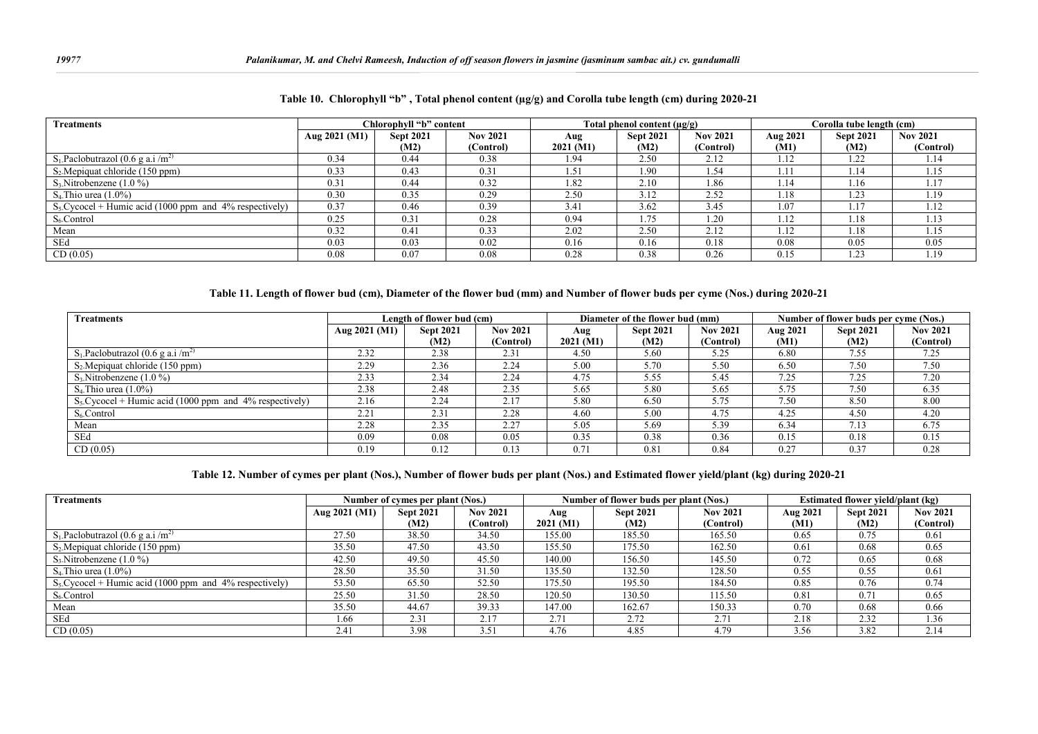**Table 10. Chlorophyll "b" , Total phenol content (µg/g) and Corolla tube length (cm) during 2020-21**

| Treatments | Chlorophyll "b" content | | | Total phenol content (µg/g) | | | Corolla tube length (cm) | | |
|---|---|---|---|---|---|---|---|---|---|
| | Aug 2021 (M1) | Sept 2021 (M2) | Nov 2021 (Control) | Aug 2021 (M1) | Sept 2021 (M2) | Nov 2021 (Control) | Aug 2021 (M1) | Sept 2021 (M2) | Nov 2021 (Control) |
| $S_1$.Paclobutrazol (0.6 g a.i /$m^2$) | 0.34 | 0.44 | 0.38 | 1.94 | 2.50 | 2.12 | 1.12 | 1.22 | 1.14 |
| $S_2$.Mepiquat chloride (150 ppm) | 0.33 | 0.43 | 0.31 | 1.51 | 1.90 | 1.54 | 1.11 | 1.14 | 1.15 |
| $S_3$.Nitrobenzene (1.0 %) | 0.31 | 0.44 | 0.32 | 1.82 | 2.10 | 1.86 | 1.14 | 1.16 | 1.17 |
| $S_4$.Thio urea (1.0%) | 0.30 | 0.35 | 0.29 | 2.50 | 3.12 | 2.52 | 1.18 | 1.23 | 1.19 |
| $S_5$.Cycocel + Humic acid (1000 ppm and 4% respectively) | 0.37 | 0.46 | 0.39 | 3.41 | 3.62 | 3.45 | 1.07 | 1.17 | 1.12 |
| $S_6$.Control | 0.25 | 0.31 | 0.28 | 0.94 | 1.75 | 1.20 | 1.12 | 1.18 | 1.13 |
| Mean | 0.32 | 0.41 | 0.33 | 2.02 | 2.50 | 2.12 | 1.12 | 1.18 | 1.15 |
| SEd | 0.03 | 0.03 | 0.02 | 0.16 | 0.16 | 0.18 | 0.08 | 0.05 | 0.05 |
| CD (0.05) | 0.08 | 0.07 | 0.08 | 0.28 | 0.38 | 0.26 | 0.15 | 1.23 | 1.19 |

**Table 11. Length of flower bud (cm), Diameter of the flower bud (mm) and Number of flower buds per cyme (Nos.) during 2020-21**

| Treatments | Length of flower bud (cm) | | | Diameter of the flower bud (mm) | | | Number of flower buds per cyme (Nos.) | | |
|---|---|---|---|---|---|---|---|---|---|
| | Aug 2021 (M1) | Sept 2021 (M2) | Nov 2021 (Control) | Aug 2021 (M1) | Sept 2021 (M2) | Nov 2021 (Control) | Aug 2021 (M1) | Sept 2021 (M2) | Nov 2021 (Control) |
| $S_1$.Paclobutrazol (0.6 g a.i /$m^2$) | 2.32 | 2.38 | 2.31 | 4.50 | 5.60 | 5.25 | 6.80 | 7.55 | 7.25 |
| $S_2$.Mepiquat chloride (150 ppm) | 2.29 | 2.36 | 2.24 | 5.00 | 5.70 | 5.50 | 6.50 | 7.50 | 7.50 |
| $S_3$.Nitrobenzene (1.0 %) | 2.33 | 2.34 | 2.24 | 4.75 | 5.55 | 5.45 | 7.25 | 7.25 | 7.20 |
| $S_4$.Thio urea (1.0%) | 2.38 | 2.48 | 2.35 | 5.65 | 5.80 | 5.65 | 5.75 | 7.50 | 6.35 |
| $S_5$.Cycocel + Humic acid (1000 ppm and 4% respectively) | 2.16 | 2.24 | 2.17 | 5.80 | 6.50 | 5.75 | 7.50 | 8.50 | 8.00 |
| $S_6$.Control | 2.21 | 2.31 | 2.28 | 4.60 | 5.00 | 4.75 | 4.25 | 4.50 | 4.20 |
| Mean | 2.28 | 2.35 | 2.27 | 5.05 | 5.69 | 5.39 | 6.34 | 7.13 | 6.75 |
| SEd | 0.09 | 0.08 | 0.05 | 0.35 | 0.38 | 0.36 | 0.15 | 0.18 | 0.15 |
| CD (0.05) | 0.19 | 0.12 | 0.13 | 0.71 | 0.81 | 0.84 | 0.27 | 0.37 | 0.28 |

**Table 12. Number of cymes per plant (Nos.), Number of flower buds per plant (Nos.) and Estimated flower yield/plant (kg) during 2020-21**

| Treatments | Number of cymes per plant (Nos.) | | | Number of flower buds per plant (Nos.) | | | Estimated flower yield/plant (kg) | | |
|---|---|---|---|---|---|---|---|---|---|
| | Aug 2021 (M1) | Sept 2021 (M2) | Nov 2021 (Control) | Aug 2021 (M1) | Sept 2021 (M2) | Nov 2021 (Control) | Aug 2021 (M1) | Sept 2021 (M2) | Nov 2021 (Control) |
| $S_1$.Paclobutrazol (0.6 g a.i /$m^2$) | 27.50 | 38.50 | 34.50 | 155.00 | 185.50 | 165.50 | 0.65 | 0.75 | 0.61 |
| $S_2$.Mepiquat chloride (150 ppm) | 35.50 | 47.50 | 43.50 | 155.50 | 175.50 | 162.50 | 0.61 | 0.68 | 0.65 |
| $S_3$.Nitrobenzene (1.0 %) | 42.50 | 49.50 | 45.50 | 140.00 | 156.50 | 145.50 | 0.72 | 0.65 | 0.68 |
| $S_4$.Thio urea (1.0%) | 28.50 | 35.50 | 31.50 | 135.50 | 132.50 | 128.50 | 0.55 | 0.55 | 0.61 |
| $S_5$.Cycocel + Humic acid (1000 ppm and 4% respectively) | 53.50 | 65.50 | 52.50 | 175.50 | 195.50 | 184.50 | 0.85 | 0.76 | 0.74 |
| $S_6$.Control | 25.50 | 31.50 | 28.50 | 120.50 | 130.50 | 115.50 | 0.81 | 0.71 | 0.65 |
| Mean | 35.50 | 44.67 | 39.33 | 147.00 | 162.67 | 150.33 | 0.70 | 0.68 | 0.66 |
| SEd | 1.66 | 2.31 | 2.17 | 2.71 | 2.72 | 2.71 | 2.18 | 2.32 | 1.36 |
| CD (0.05) | 2.41 | 3.98 | 3.51 | 4.76 | 4.85 | 4.79 | 3.56 | 3.82 | 2.14 |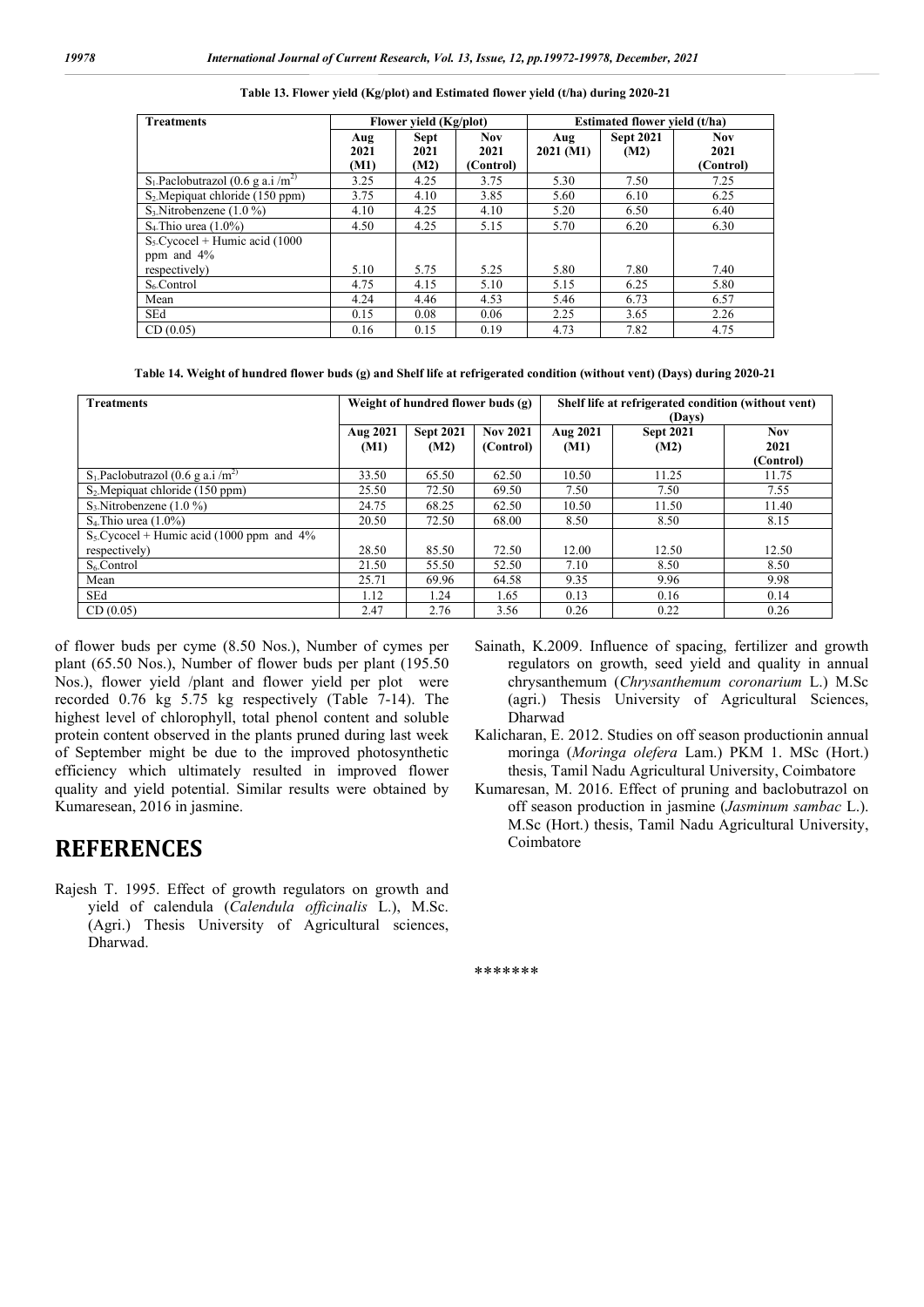**Table 13. Flower yield (Kg/plot) and Estimated flower yield (t/ha) during 2020-21**

| Treatments | Flower yield (Kg/plot) | | | Estimated flower yield (t/ha) | | |
|---|---|---|---|---|---|---|
| | Aug 2021 (M1) | Sept 2021 (M2) | Nov 2021 (Control) | Aug 2021 (M1) | Sept 2021 (M2) | Nov 2021 (Control) |
| $S_1$.Paclobutrazol (0.6 g a.i /$m^2$) | 3.25 | 4.25 | 3.75 | 5.30 | 7.50 | 7.25 |
| $S_2$.Mepiquat chloride (150 ppm) | 3.75 | 4.10 | 3.85 | 5.60 | 6.10 | 6.25 |
| $S_3$.Nitrobenzene (1.0 %) | 4.10 | 4.25 | 4.10 | 5.20 | 6.50 | 6.40 |
| $S_4$.Thio urea (1.0%) | 4.50 | 4.25 | 5.15 | 5.70 | 6.20 | 6.30 |
| $S_5$.Cycocel + Humic acid (1000 ppm and 4% respectively) | 5.10 | 5.75 | 5.25 | 5.80 | 7.80 | 7.40 |
| $S_6$.Control | 4.75 | 4.15 | 5.10 | 5.15 | 6.25 | 5.80 |
| Mean | 4.24 | 4.46 | 4.53 | 5.46 | 6.73 | 6.57 |
| SEd | 0.15 | 0.08 | 0.06 | 2.25 | 3.65 | 2.26 |
| CD (0.05) | 0.16 | 0.15 | 0.19 | 4.73 | 7.82 | 4.75 |

**Table 14. Weight of hundred flower buds (g) and Shelf life at refrigerated condition (without vent) (Days) during 2020-21**

| Treatments | Weight of hundred flower buds (g) | | | Shelf life at refrigerated condition (without vent) (Days) | | |
|---|---|---|---|---|---|---|
| | Aug 2021 (M1) | Sept 2021 (M2) | Nov 2021 (Control) | Aug 2021 (M1) | Sept 2021 (M2) | Nov 2021 (Control) |
| $S_1$.Paclobutrazol (0.6 g a.i /$m^2$) | 33.50 | 65.50 | 62.50 | 10.50 | 11.25 | 11.75 |
| $S_2$.Mepiquat chloride (150 ppm) | 25.50 | 72.50 | 69.50 | 7.50 | 7.50 | 7.55 |
| $S_3$.Nitrobenzene (1.0 %) | 24.75 | 68.25 | 62.50 | 10.50 | 11.50 | 11.40 |
| $S_4$.Thio urea (1.0%) | 20.50 | 72.50 | 68.00 | 8.50 | 8.50 | 8.15 |
| $S_5$.Cycocel + Humic acid (1000 ppm and 4% respectively) | 28.50 | 85.50 | 72.50 | 12.00 | 12.50 | 12.50 |
| $S_6$.Control | 21.50 | 55.50 | 52.50 | 7.10 | 8.50 | 8.50 |
| Mean | 25.71 | 69.96 | 64.58 | 9.35 | 9.96 | 9.98 |
| SEd | 1.12 | 1.24 | 1.65 | 0.13 | 0.16 | 0.14 |
| CD (0.05) | 2.47 | 2.76 | 3.56 | 0.26 | 0.22 | 0.26 |

of flower buds per cyme (8.50 Nos.), Number of cymes per plant (65.50 Nos.), Number of flower buds per plant (195.50 Nos.), flower yield /plant and flower yield per plot were recorded 0.76 kg 5.75 kg respectively (Table 7-14). The highest level of chlorophyll, total phenol content and soluble protein content observed in the plants pruned during last week of September might be due to the improved photosynthetic efficiency which ultimately resulted in improved flower quality and yield potential. Similar results were obtained by Kumaresean, 2016 in jasmine.

# REFERENCES

Rajesh T. 1995. Effect of growth regulators on growth and yield of calendula (*Calendula officinalis* L.), M.Sc. (Agri.) Thesis University of Agricultural sciences, Dharwad.

Sainath, K.2009. Influence of spacing, fertilizer and growth regulators on growth, seed yield and quality in annual chrysanthemum (*Chrysanthemum coronarium* L.) M.Sc (agri.) Thesis University of Agricultural Sciences, Dharwad

Kalicharan, E. 2012. Studies on off season productionin annual moringa (*Moringa olefera* Lam.) PKM 1. MSc (Hort.) thesis, Tamil Nadu Agricultural University, Coimbatore

Kumaresan, M. 2016. Effect of pruning and baclobutrazol on off season production in jasmine (*Jasminum sambac* L.). M.Sc (Hort.) thesis, Tamil Nadu Agricultural University, Coimbatore

\*\*\*\*\*\*\*